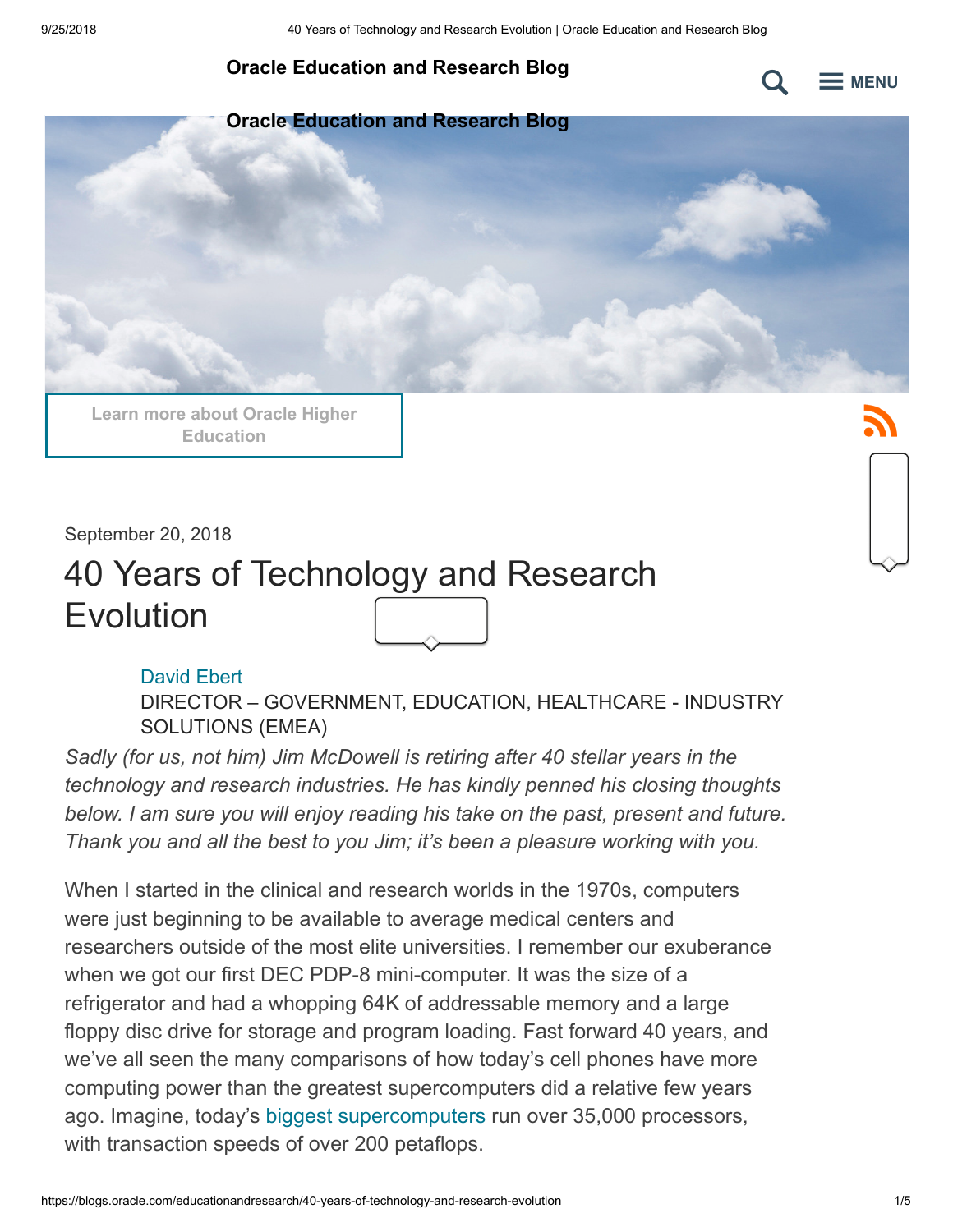Oracle Education and Research Blog

Learn more about Oracle Higher Education

September 20, 2018

# 40 Years of Technology and Research Evolution

David Ebert
DIRECTOR – GOVERNMENT, EDUCATION, HEALTHCARE - INDUSTRY SOLUTIONS (EMEA)

*Sadly (for us, not him) Jim McDowell is retiring after 40 stellar years in the technology and research industries. He has kindly penned his closing thoughts below. I am sure you will enjoy reading his take on the past, present and future. Thank you and all the best to you Jim; it's been a pleasure working with you.*

When I started in the clinical and research worlds in the 1970s, computers were just beginning to be available to average medical centers and researchers outside of the most elite universities. I remember our exuberance when we got our first DEC PDP-8 mini-computer. It was the size of a refrigerator and had a whopping 64K of addressable memory and a large floppy disc drive for storage and program loading. Fast forward 40 years, and we've all seen the many comparisons of how today's cell phones have more computing power than the greatest supercomputers did a relative few years ago. Imagine, today's biggest supercomputers run over 35,000 processors, with transaction speeds of over 200 petaflops.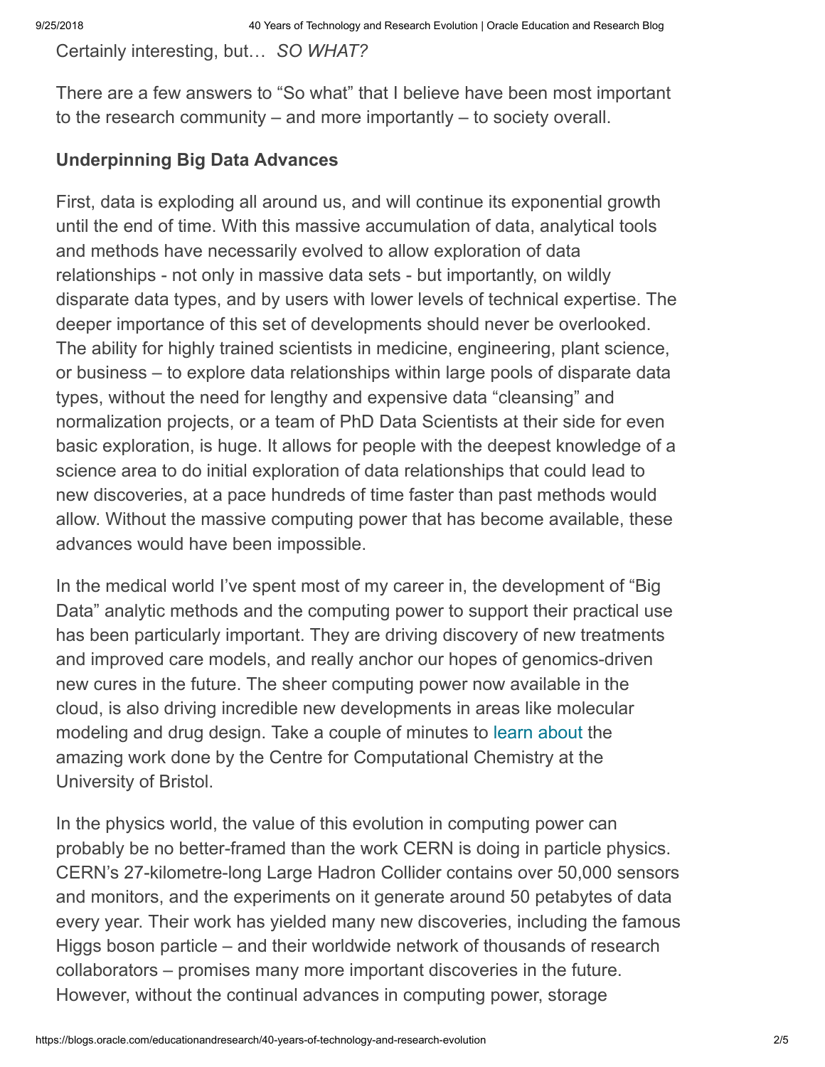Certainly interesting, but… *SO WHAT?*

There are a few answers to “So what” that I believe have been most important to the research community – and more importantly – to society overall.

**Underpinning Big Data Advances**

First, data is exploding all around us, and will continue its exponential growth until the end of time. With this massive accumulation of data, analytical tools and methods have necessarily evolved to allow exploration of data relationships - not only in massive data sets - but importantly, on wildly disparate data types, and by users with lower levels of technical expertise. The deeper importance of this set of developments should never be overlooked. The ability for highly trained scientists in medicine, engineering, plant science, or business – to explore data relationships within large pools of disparate data types, without the need for lengthy and expensive data “cleansing” and normalization projects, or a team of PhD Data Scientists at their side for even basic exploration, is huge. It allows for people with the deepest knowledge of a science area to do initial exploration of data relationships that could lead to new discoveries, at a pace hundreds of time faster than past methods would allow. Without the massive computing power that has become available, these advances would have been impossible.

In the medical world I’ve spent most of my career in, the development of “Big Data” analytic methods and the computing power to support their practical use has been particularly important. They are driving discovery of new treatments and improved care models, and really anchor our hopes of genomics-driven new cures in the future. The sheer computing power now available in the cloud, is also driving incredible new developments in areas like molecular modeling and drug design. Take a couple of minutes to learn about the amazing work done by the Centre for Computational Chemistry at the University of Bristol.

In the physics world, the value of this evolution in computing power can probably be no better-framed than the work CERN is doing in particle physics. CERN’s 27-kilometre-long Large Hadron Collider contains over 50,000 sensors and monitors, and the experiments on it generate around 50 petabytes of data every year. Their work has yielded many new discoveries, including the famous Higgs boson particle – and their worldwide network of thousands of research collaborators – promises many more important discoveries in the future. However, without the continual advances in computing power, storage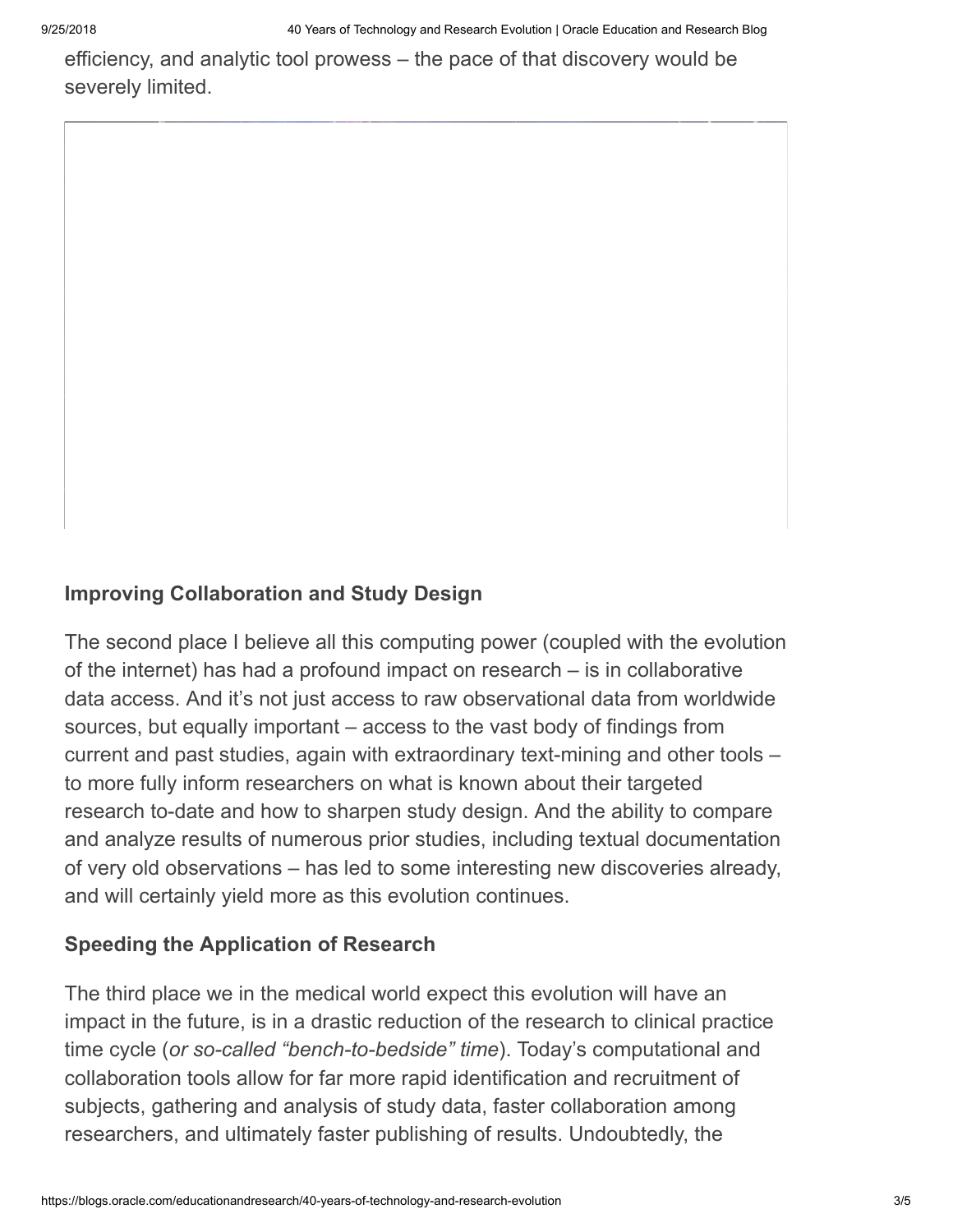efficiency, and analytic tool prowess – the pace of that discovery would be severely limited.

### Improving Collaboration and Study Design

The second place I believe all this computing power (coupled with the evolution of the internet) has had a profound impact on research – is in collaborative data access. And it's not just access to raw observational data from worldwide sources, but equally important – access to the vast body of findings from current and past studies, again with extraordinary text-mining and other tools – to more fully inform researchers on what is known about their targeted research to-date and how to sharpen study design. And the ability to compare and analyze results of numerous prior studies, including textual documentation of very old observations – has led to some interesting new discoveries already, and will certainly yield more as this evolution continues.

### Speeding the Application of Research

The third place we in the medical world expect this evolution will have an impact in the future, is in a drastic reduction of the research to clinical practice time cycle (*or so-called "bench-to-bedside" time*). Today's computational and collaboration tools allow for far more rapid identification and recruitment of subjects, gathering and analysis of study data, faster collaboration among researchers, and ultimately faster publishing of results. Undoubtedly, the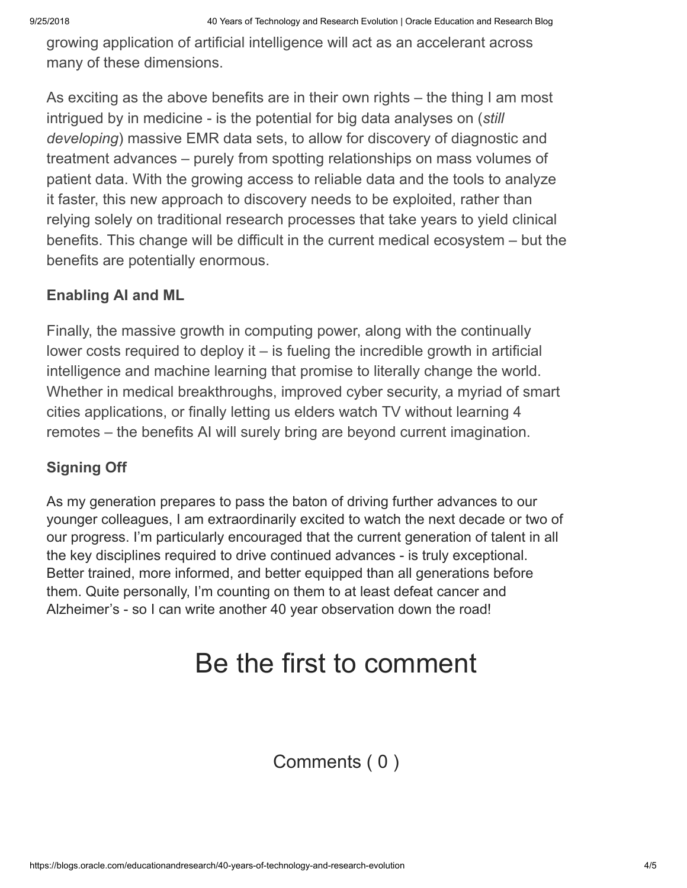growing application of artificial intelligence will act as an accelerant across many of these dimensions.

As exciting as the above benefits are in their own rights – the thing I am most intrigued by in medicine - is the potential for big data analyses on (*still developing*) massive EMR data sets, to allow for discovery of diagnostic and treatment advances – purely from spotting relationships on mass volumes of patient data. With the growing access to reliable data and the tools to analyze it faster, this new approach to discovery needs to be exploited, rather than relying solely on traditional research processes that take years to yield clinical benefits. This change will be difficult in the current medical ecosystem – but the benefits are potentially enormous.

**Enabling AI and ML**

Finally, the massive growth in computing power, along with the continually lower costs required to deploy it – is fueling the incredible growth in artificial intelligence and machine learning that promise to literally change the world. Whether in medical breakthroughs, improved cyber security, a myriad of smart cities applications, or finally letting us elders watch TV without learning 4 remotes – the benefits AI will surely bring are beyond current imagination.

**Signing Off**

As my generation prepares to pass the baton of driving further advances to our younger colleagues, I am extraordinarily excited to watch the next decade or two of our progress. I'm particularly encouraged that the current generation of talent in all the key disciplines required to drive continued advances - is truly exceptional. Better trained, more informed, and better equipped than all generations before them. Quite personally, I'm counting on them to at least defeat cancer and Alzheimer's - so I can write another 40 year observation down the road!

# Be the first to comment

Comments ( 0 )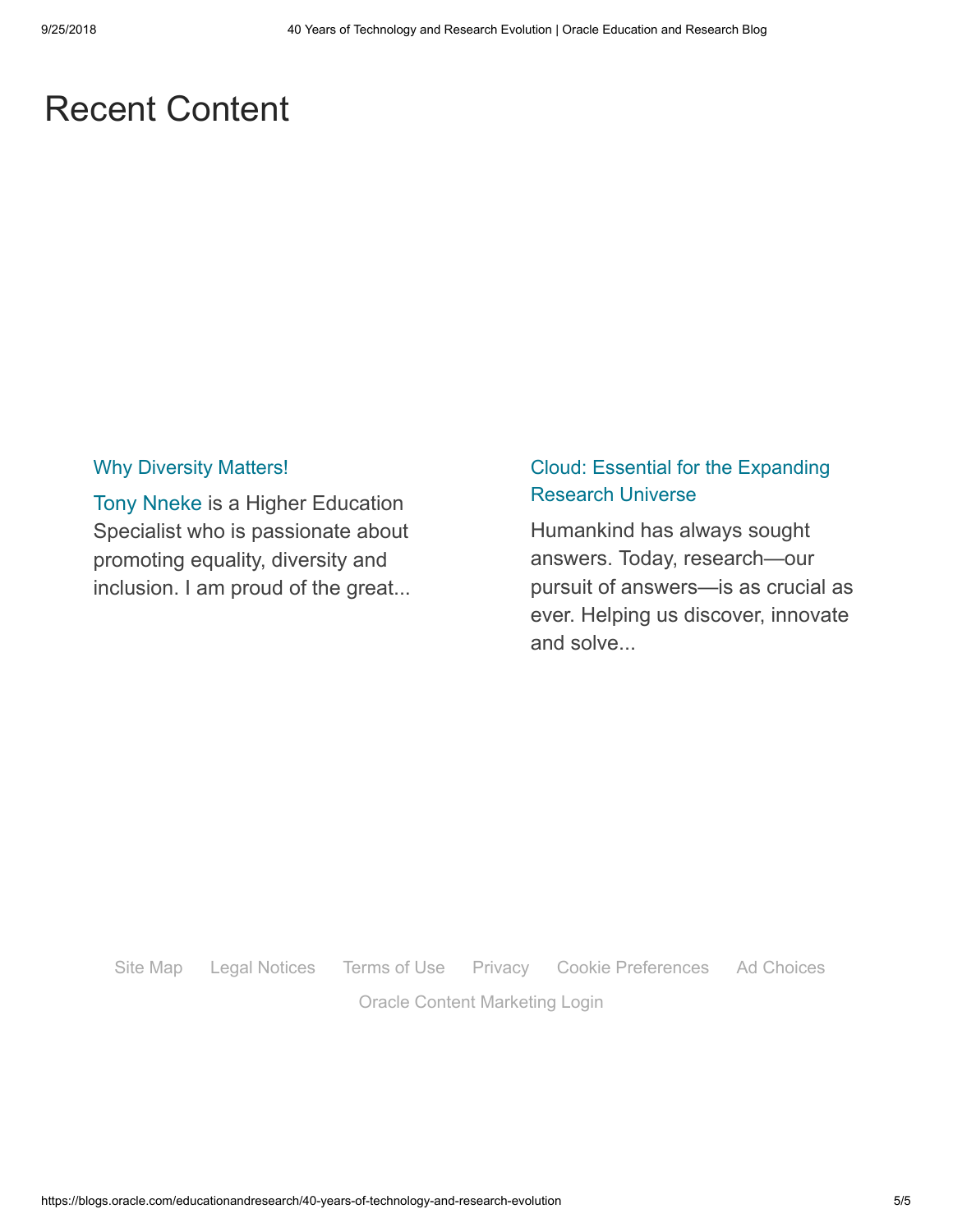# Recent Content

### Why Diversity Matters!

Tony Nneke is a Higher Education Specialist who is passionate about promoting equality, diversity and inclusion. I am proud of the great...

### Cloud: Essential for the Expanding Research Universe

Humankind has always sought answers. Today, research—our pursuit of answers—is as crucial as ever. Helping us discover, innovate and solve...

Site Map Legal Notices Terms of Use Privacy Cookie Preferences Ad Choices

Oracle Content Marketing Login